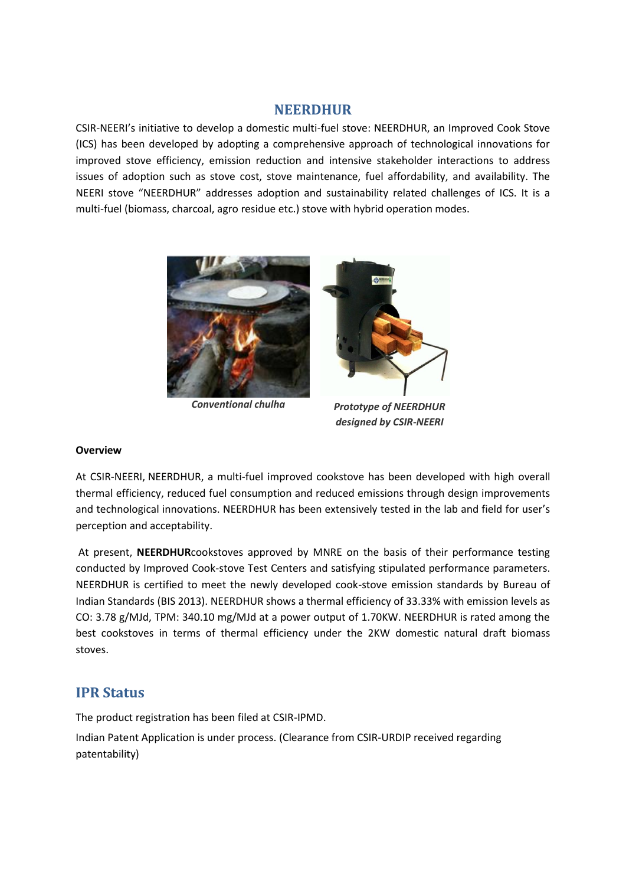# NEERDHUR

CSIR-NEERI's initiative to develop a domestic multi-fuel stove: NEERDHUR, an Improved Cook Stove (ICS) has been developed by adopting a comprehensive approach of technological innovations for improved stove efficiency, emission reduction and intensive stakeholder interactions to address issues of adoption such as stove cost, stove maintenance, fuel affordability, and availability. The NEERI stove "NEERDHUR" addresses adoption and sustainability related challenges of ICS. It is a multi-fuel (biomass, charcoal, agro residue etc.) stove with hybrid operation modes.

*Conventional chulha*

*Prototype of NEERDHUR designed by CSIR-NEERI*

**Overview**

At CSIR-NEERI, NEERDHUR, a multi-fuel improved cookstove has been developed with high overall thermal efficiency, reduced fuel consumption and reduced emissions through design improvements and technological innovations. NEERDHUR has been extensively tested in the lab and field for user's perception and acceptability.

At present, **NEERDHUR**cookstoves approved by MNRE on the basis of their performance testing conducted by Improved Cook-stove Test Centers and satisfying stipulated performance parameters. NEERDHUR is certified to meet the newly developed cook-stove emission standards by Bureau of Indian Standards (BIS 2013). NEERDHUR shows a thermal efficiency of 33.33% with emission levels as CO: 3.78 g/MJd, TPM: 340.10 mg/MJd at a power output of 1.70KW. NEERDHUR is rated among the best cookstoves in terms of thermal efficiency under the 2KW domestic natural draft biomass stoves.

## IPR Status

The product registration has been filed at CSIR-IPMD.

Indian Patent Application is under process. (Clearance from CSIR-URDIP received regarding patentability)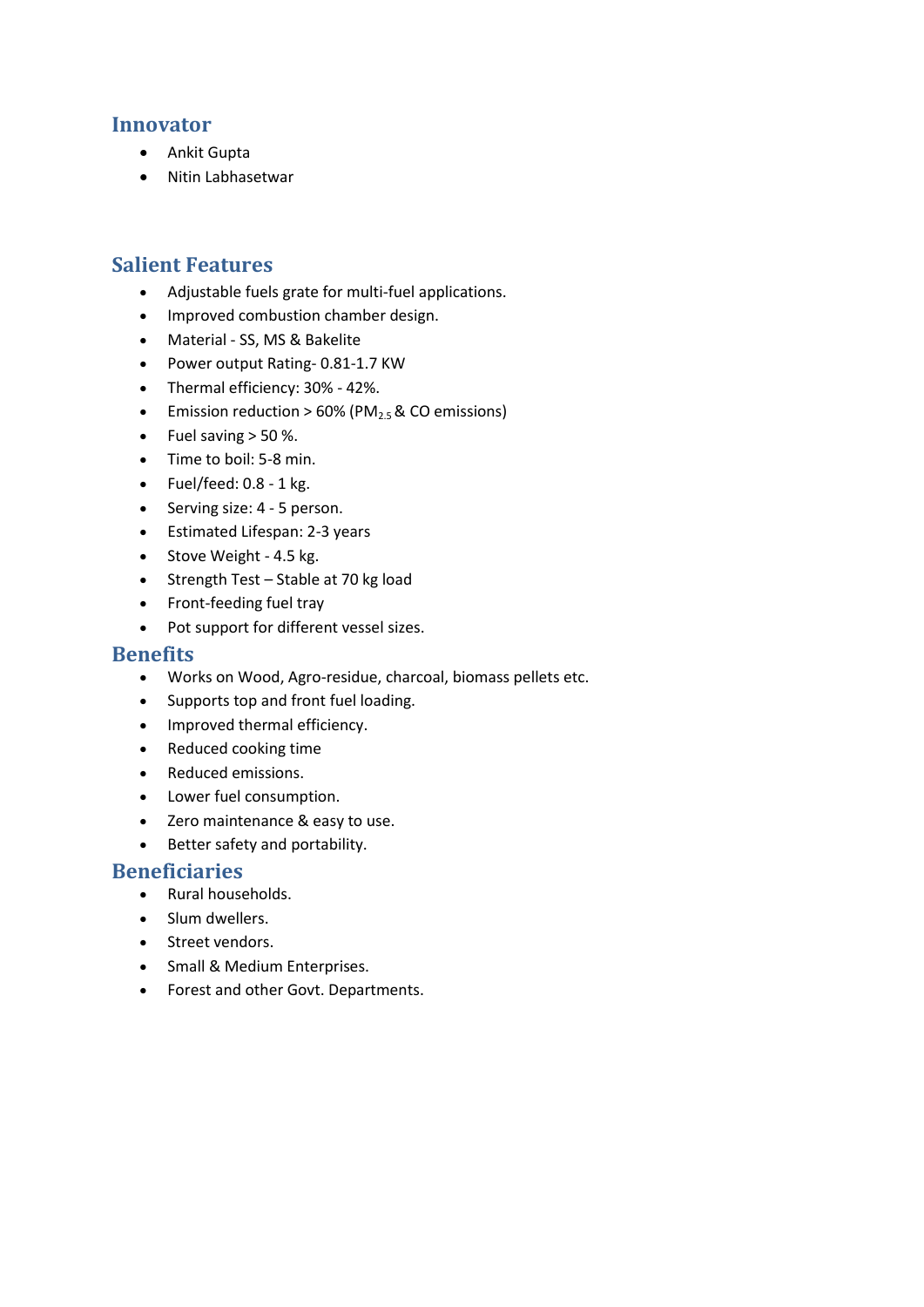## Innovator

- Ankit Gupta
- Nitin Labhasetwar

## Salient Features

- Adjustable fuels grate for multi-fuel applications.
- Improved combustion chamber design.
- Material - SS, MS & Bakelite
- Power output Rating- 0.81-1.7 KW
- Thermal efficiency: 30% - 42%.
- Emission reduction > 60% ($PM_{2.5}$ & CO emissions)
- Fuel saving > 50 %.
- Time to boil: 5-8 min.
- Fuel/feed: 0.8 - 1 kg.
- Serving size: 4 - 5 person.
- Estimated Lifespan: 2-3 years
- Stove Weight - 4.5 kg.
- Strength Test – Stable at 70 kg load
- Front-feeding fuel tray
- Pot support for different vessel sizes.

## Benefits

- Works on Wood, Agro-residue, charcoal, biomass pellets etc.
- Supports top and front fuel loading.
- Improved thermal efficiency.
- Reduced cooking time
- Reduced emissions.
- Lower fuel consumption.
- Zero maintenance & easy to use.
- Better safety and portability.

## Beneficiaries

- Rural households.
- Slum dwellers.
- Street vendors.
- Small & Medium Enterprises.
- Forest and other Govt. Departments.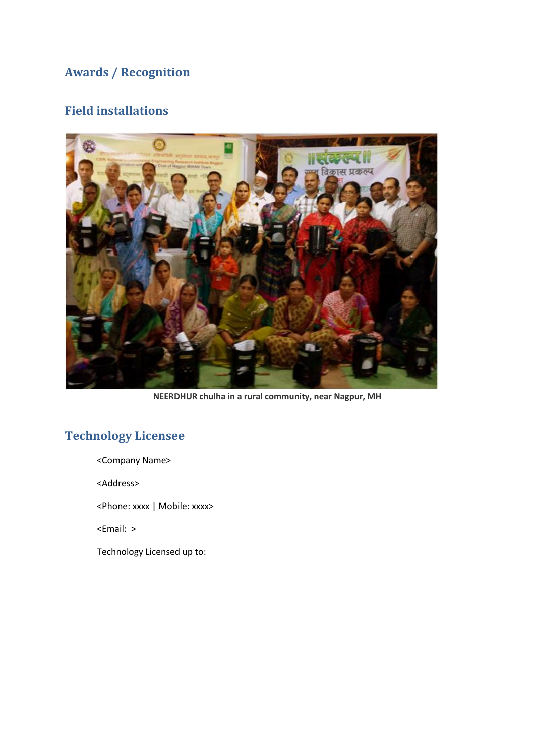## Awards / Recognition

## Field installations

NEERDHUR chulha in a rural community, near Nagpur, MH

## Technology Licensee

<Company Name>

<Address>

<Phone: xxxx | Mobile: xxxx>

<Email: >

Technology Licensed up to: